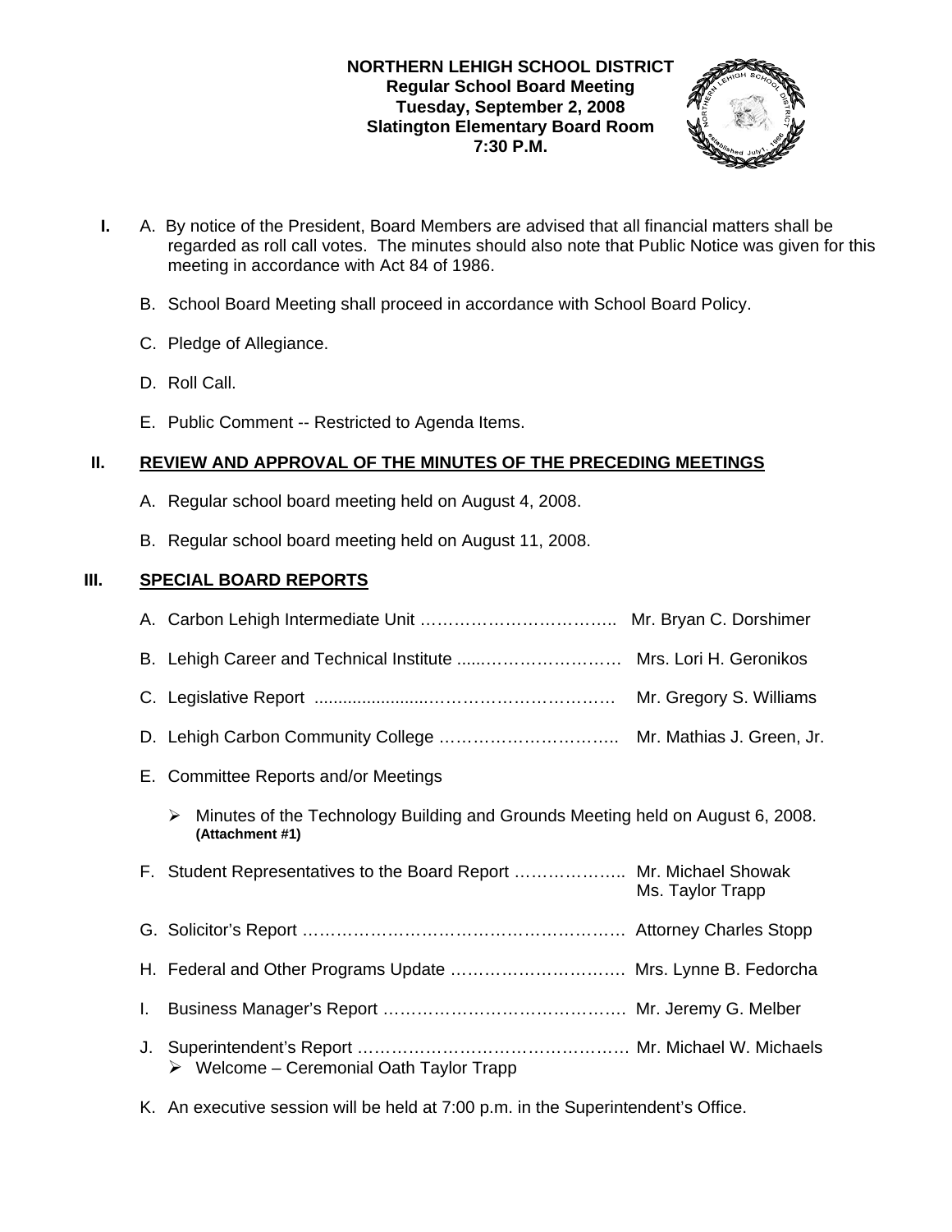**NORTHERN LEHIGH SCHOOL DISTRICT**
**Regular School Board Meeting**
**Tuesday, September 2, 2008**
**Slatington Elementary Board Room**
**7:30 P.M.**

**I.** A. By notice of the President, Board Members are advised that all financial matters shall be regarded as roll call votes. The minutes should also note that Public Notice was given for this meeting in accordance with Act 84 of 1986.

B. School Board Meeting shall proceed in accordance with School Board Policy.

C. Pledge of Allegiance.

D. Roll Call.

E. Public Comment -- Restricted to Agenda Items.

## II. REVIEW AND APPROVAL OF THE MINUTES OF THE PRECEDING MEETINGS

A. Regular school board meeting held on August 4, 2008.

B. Regular school board meeting held on August 11, 2008.

## III. SPECIAL BOARD REPORTS

A. Carbon Lehigh Intermediate Unit …………………………….. Mr. Bryan C. Dorshimer

B. Lehigh Career and Technical Institute .....…………………… Mrs. Lori H. Geronikos

C. Legislative Report ......................…………………………… Mr. Gregory S. Williams

D. Lehigh Carbon Community College ………………………….. Mr. Mathias J. Green, Jr.

E. Committee Reports and/or Meetings

- ➢ Minutes of the Technology Building and Grounds Meeting held on August 6, 2008. **(Attachment #1)**

F. Student Representatives to the Board Report ……………….. Mr. Michael Showak
Ms. Taylor Trapp

G. Solicitor's Report ………………………………………………… Attorney Charles Stopp

H. Federal and Other Programs Update …………………………. Mrs. Lynne B. Fedorcha

I. Business Manager's Report ……………………………………. Mr. Jeremy G. Melber

J. Superintendent's Report ………………………………………… Mr. Michael W. Michaels

- ➢ Welcome – Ceremonial Oath Taylor Trapp

K. An executive session will be held at 7:00 p.m. in the Superintendent's Office.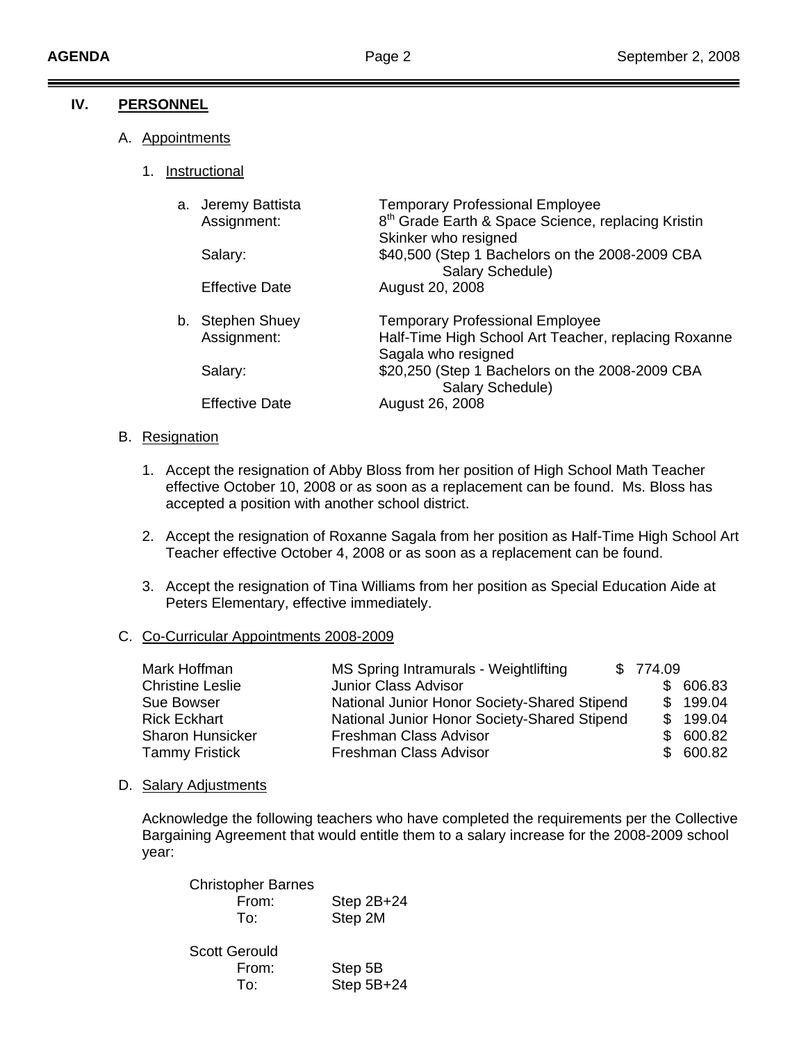## IV. PERSONNEL

A. Appointments

1. Instructional

a. Jeremy Battista — Temporary Professional Employee
   - Assignment: 8th Grade Earth & Space Science, replacing Kristin Skinker who resigned
   - Salary: $40,500 (Step 1 Bachelors on the 2008-2009 CBA Salary Schedule)
   - Effective Date: August 20, 2008

b. Stephen Shuey — Temporary Professional Employee
   - Assignment: Half-Time High School Art Teacher, replacing Roxanne Sagala who resigned
   - Salary: $20,250 (Step 1 Bachelors on the 2008-2009 CBA Salary Schedule)
   - Effective Date: August 26, 2008

B. Resignation

1. Accept the resignation of Abby Bloss from her position of High School Math Teacher effective October 10, 2008 or as soon as a replacement can be found. Ms. Bloss has accepted a position with another school district.

2. Accept the resignation of Roxanne Sagala from her position as Half-Time High School Art Teacher effective October 4, 2008 or as soon as a replacement can be found.

3. Accept the resignation of Tina Williams from her position as Special Education Aide at Peters Elementary, effective immediately.

C. Co-Curricular Appointments 2008-2009

| Name | Position | Stipend |
|---|---|---|
| Mark Hoffman | MS Spring Intramurals - Weightlifting | $ 774.09 |
| Christine Leslie | Junior Class Advisor | $ 606.83 |
| Sue Bowser | National Junior Honor Society-Shared Stipend | $ 199.04 |
| Rick Eckhart | National Junior Honor Society-Shared Stipend | $ 199.04 |
| Sharon Hunsicker | Freshman Class Advisor | $ 600.82 |
| Tammy Fristick | Freshman Class Advisor | $ 600.82 |

D. Salary Adjustments

Acknowledge the following teachers who have completed the requirements per the Collective Bargaining Agreement that would entitle them to a salary increase for the 2008-2009 school year:

Christopher Barnes
- From: Step 2B+24
- To: Step 2M

Scott Gerould
- From: Step 5B
- To: Step 5B+24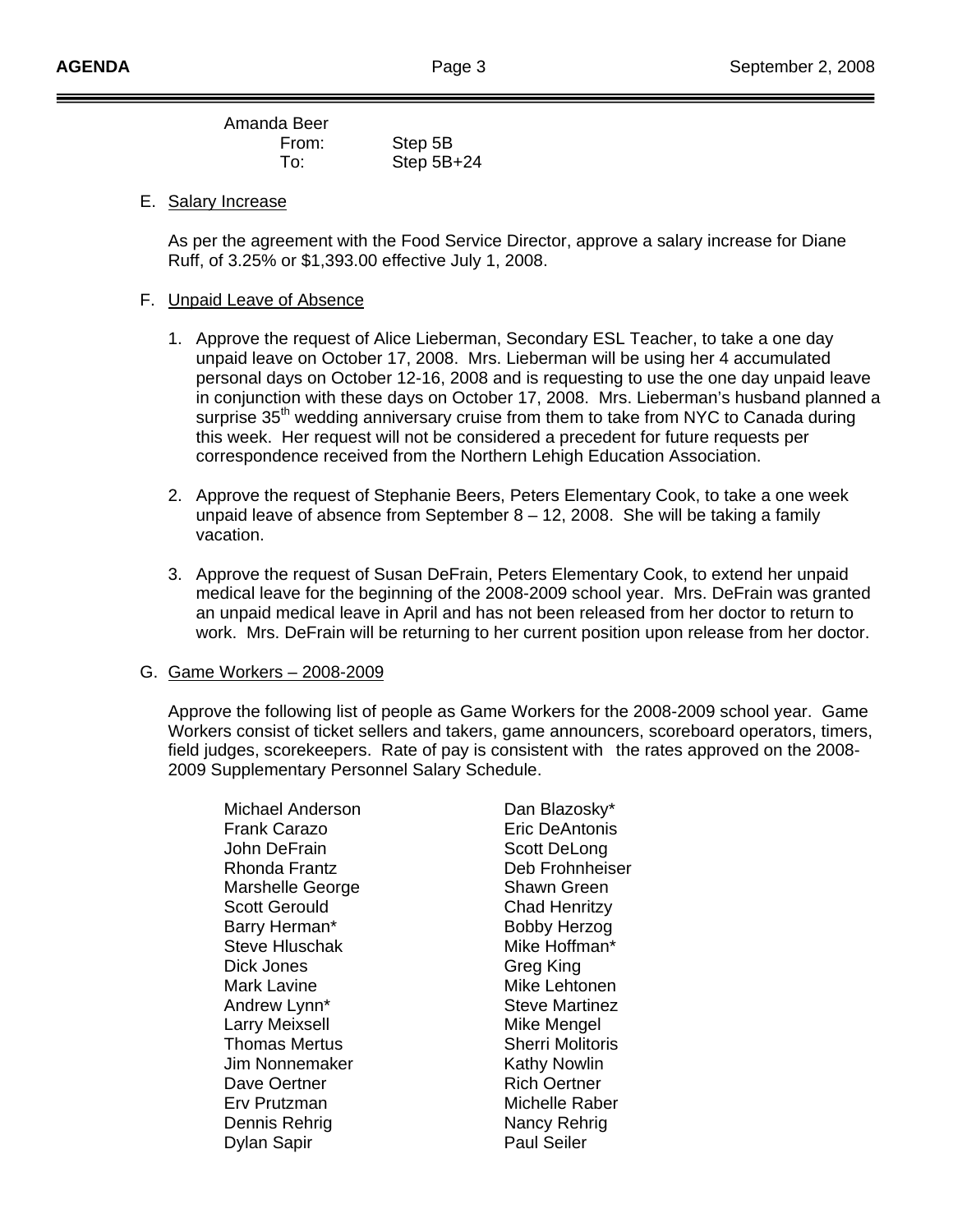Amanda Beer

From: Step 5B

To: Step 5B+24

E. Salary Increase

As per the agreement with the Food Service Director, approve a salary increase for Diane Ruff, of 3.25% or $1,393.00 effective July 1, 2008.

F. Unpaid Leave of Absence

1. Approve the request of Alice Lieberman, Secondary ESL Teacher, to take a one day unpaid leave on October 17, 2008. Mrs. Lieberman will be using her 4 accumulated personal days on October 12-16, 2008 and is requesting to use the one day unpaid leave in conjunction with these days on October 17, 2008. Mrs. Lieberman's husband planned a surprise 35th wedding anniversary cruise from them to take from NYC to Canada during this week. Her request will not be considered a precedent for future requests per correspondence received from the Northern Lehigh Education Association.

2. Approve the request of Stephanie Beers, Peters Elementary Cook, to take a one week unpaid leave of absence from September 8 – 12, 2008. She will be taking a family vacation.

3. Approve the request of Susan DeFrain, Peters Elementary Cook, to extend her unpaid medical leave for the beginning of the 2008-2009 school year. Mrs. DeFrain was granted an unpaid medical leave in April and has not been released from her doctor to return to work. Mrs. DeFrain will be returning to her current position upon release from her doctor.

G. Game Workers – 2008-2009

Approve the following list of people as Game Workers for the 2008-2009 school year. Game Workers consist of ticket sellers and takers, game announcers, scoreboard operators, timers, field judges, scorekeepers. Rate of pay is consistent with the rates approved on the 2008-2009 Supplementary Personnel Salary Schedule.

Michael Anderson
Dan Blazosky*
Frank Carazo
Eric DeAntonis
John DeFrain
Scott DeLong
Rhonda Frantz
Deb Frohnheiser
Marshelle George
Shawn Green
Scott Gerould
Chad Henritzy
Barry Herman*
Bobby Herzog
Steve Hluschak
Mike Hoffman*
Dick Jones
Greg King
Mark Lavine
Mike Lehtonen
Andrew Lynn*
Steve Martinez
Larry Meixsell
Mike Mengel
Thomas Mertus
Sherri Molitoris
Jim Nonnemaker
Kathy Nowlin
Dave Oertner
Rich Oertner
Erv Prutzman
Michelle Raber
Dennis Rehrig
Nancy Rehrig
Dylan Sapir
Paul Seiler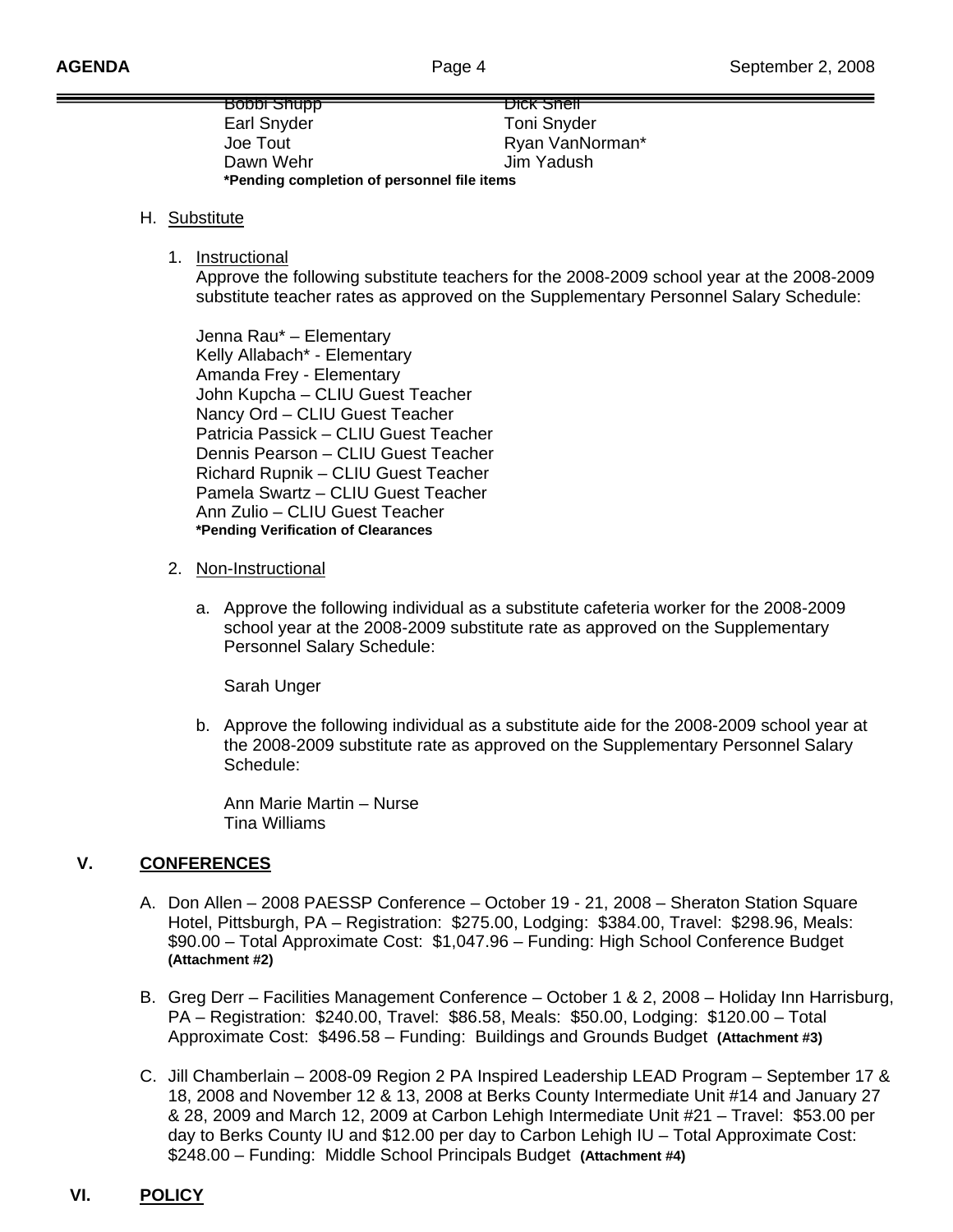| | |
|---|---|
| Bobbi Shupp | Dick Snell |
| Earl Snyder | Toni Snyder |
| Joe Tout | Ryan VanNorman* |
| Dawn Wehr | Jim Yadush |

**\*Pending completion of personnel file items**

H. Substitute

1. Instructional

   Approve the following substitute teachers for the 2008-2009 school year at the 2008-2009 substitute teacher rates as approved on the Supplementary Personnel Salary Schedule:

   Jenna Rau* – Elementary
   Kelly Allabach* - Elementary
   Amanda Frey - Elementary
   John Kupcha – CLIU Guest Teacher
   Nancy Ord – CLIU Guest Teacher
   Patricia Passick – CLIU Guest Teacher
   Dennis Pearson – CLIU Guest Teacher
   Richard Rupnik – CLIU Guest Teacher
   Pamela Swartz – CLIU Guest Teacher
   Ann Zulio – CLIU Guest Teacher
   **\*Pending Verification of Clearances**

2. Non-Instructional

   a. Approve the following individual as a substitute cafeteria worker for the 2008-2009 school year at the 2008-2009 substitute rate as approved on the Supplementary Personnel Salary Schedule:

      Sarah Unger

   b. Approve the following individual as a substitute aide for the 2008-2009 school year at the 2008-2009 substitute rate as approved on the Supplementary Personnel Salary Schedule:

      Ann Marie Martin – Nurse
      Tina Williams

## V. CONFERENCES

A. Don Allen – 2008 PAESSP Conference – October 19 - 21, 2008 – Sheraton Station Square Hotel, Pittsburgh, PA – Registration: $275.00, Lodging: $384.00, Travel: $298.96, Meals: $90.00 – Total Approximate Cost: $1,047.96 – Funding: High School Conference Budget **(Attachment #2)**

B. Greg Derr – Facilities Management Conference – October 1 & 2, 2008 – Holiday Inn Harrisburg, PA – Registration: $240.00, Travel: $86.58, Meals: $50.00, Lodging: $120.00 – Total Approximate Cost: $496.58 – Funding: Buildings and Grounds Budget **(Attachment #3)**

C. Jill Chamberlain – 2008-09 Region 2 PA Inspired Leadership LEAD Program – September 17 & 18, 2008 and November 12 & 13, 2008 at Berks County Intermediate Unit #14 and January 27 & 28, 2009 and March 12, 2009 at Carbon Lehigh Intermediate Unit #21 – Travel: $53.00 per day to Berks County IU and $12.00 per day to Carbon Lehigh IU – Total Approximate Cost: $248.00 – Funding: Middle School Principals Budget **(Attachment #4)**

## VI. POLICY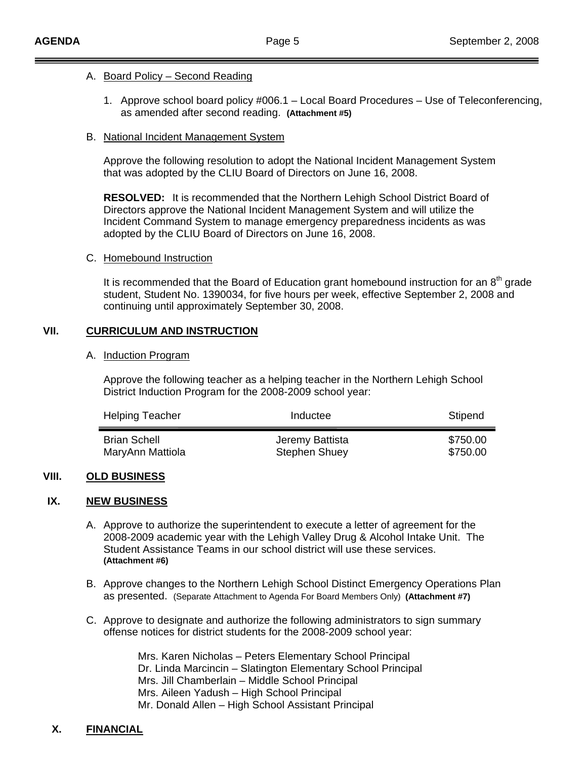A. <u>Board Policy – Second Reading</u>

1. Approve school board policy #006.1 – Local Board Procedures – Use of Teleconferencing, as amended after second reading. **(Attachment #5)**

B. <u>National Incident Management System</u>

Approve the following resolution to adopt the National Incident Management System that was adopted by the CLIU Board of Directors on June 16, 2008.

**RESOLVED:** It is recommended that the Northern Lehigh School District Board of Directors approve the National Incident Management System and will utilize the Incident Command System to manage emergency preparedness incidents as was adopted by the CLIU Board of Directors on June 16, 2008.

C. <u>Homebound Instruction</u>

It is recommended that the Board of Education grant homebound instruction for an 8th grade student, Student No. 1390034, for five hours per week, effective September 2, 2008 and continuing until approximately September 30, 2008.

## VII. CURRICULUM AND INSTRUCTION

A. <u>Induction Program</u>

Approve the following teacher as a helping teacher in the Northern Lehigh School District Induction Program for the 2008-2009 school year:

| Helping Teacher | Inductee | Stipend |
|---|---|---|
| Brian Schell | Jeremy Battista | $750.00 |
| MaryAnn Mattiola | Stephen Shuey | $750.00 |

## VIII. OLD BUSINESS

## IX. NEW BUSINESS

A. Approve to authorize the superintendent to execute a letter of agreement for the 2008-2009 academic year with the Lehigh Valley Drug & Alcohol Intake Unit. The Student Assistance Teams in our school district will use these services. **(Attachment #6)**

B. Approve changes to the Northern Lehigh School Distinct Emergency Operations Plan as presented. (Separate Attachment to Agenda For Board Members Only) **(Attachment #7)**

C. Approve to designate and authorize the following administrators to sign summary offense notices for district students for the 2008-2009 school year:

Mrs. Karen Nicholas – Peters Elementary School Principal
Dr. Linda Marcincin – Slatington Elementary School Principal
Mrs. Jill Chamberlain – Middle School Principal
Mrs. Aileen Yadush – High School Principal
Mr. Donald Allen – High School Assistant Principal

## X. FINANCIAL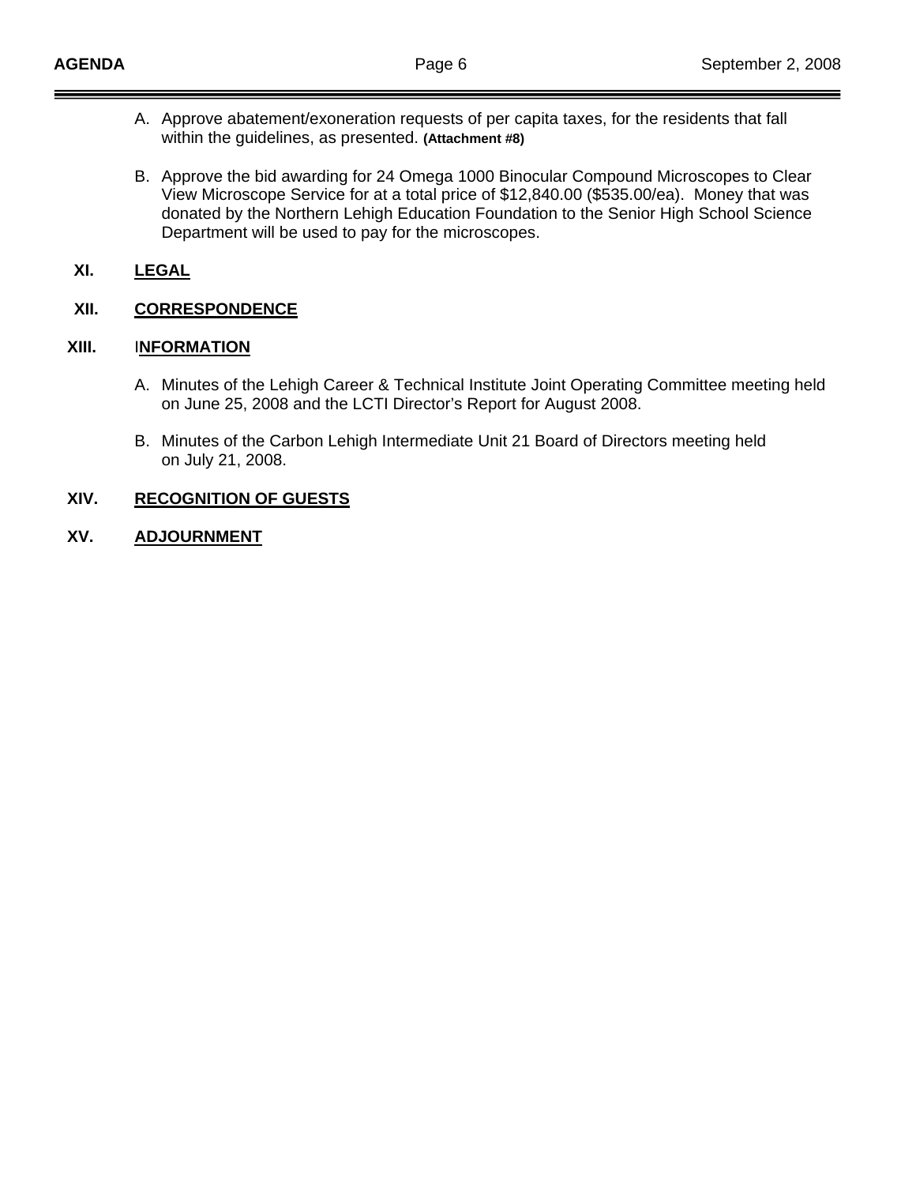A. Approve abatement/exoneration requests of per capita taxes, for the residents that fall within the guidelines, as presented. **(Attachment #8)**

B. Approve the bid awarding for 24 Omega 1000 Binocular Compound Microscopes to Clear View Microscope Service for at a total price of $12,840.00 ($535.00/ea). Money that was donated by the Northern Lehigh Education Foundation to the Senior High School Science Department will be used to pay for the microscopes.

## XI. LEGAL

## XII. CORRESPONDENCE

## XIII. INFORMATION

A. Minutes of the Lehigh Career & Technical Institute Joint Operating Committee meeting held on June 25, 2008 and the LCTI Director's Report for August 2008.

B. Minutes of the Carbon Lehigh Intermediate Unit 21 Board of Directors meeting held on July 21, 2008.

## XIV. RECOGNITION OF GUESTS

## XV. ADJOURNMENT